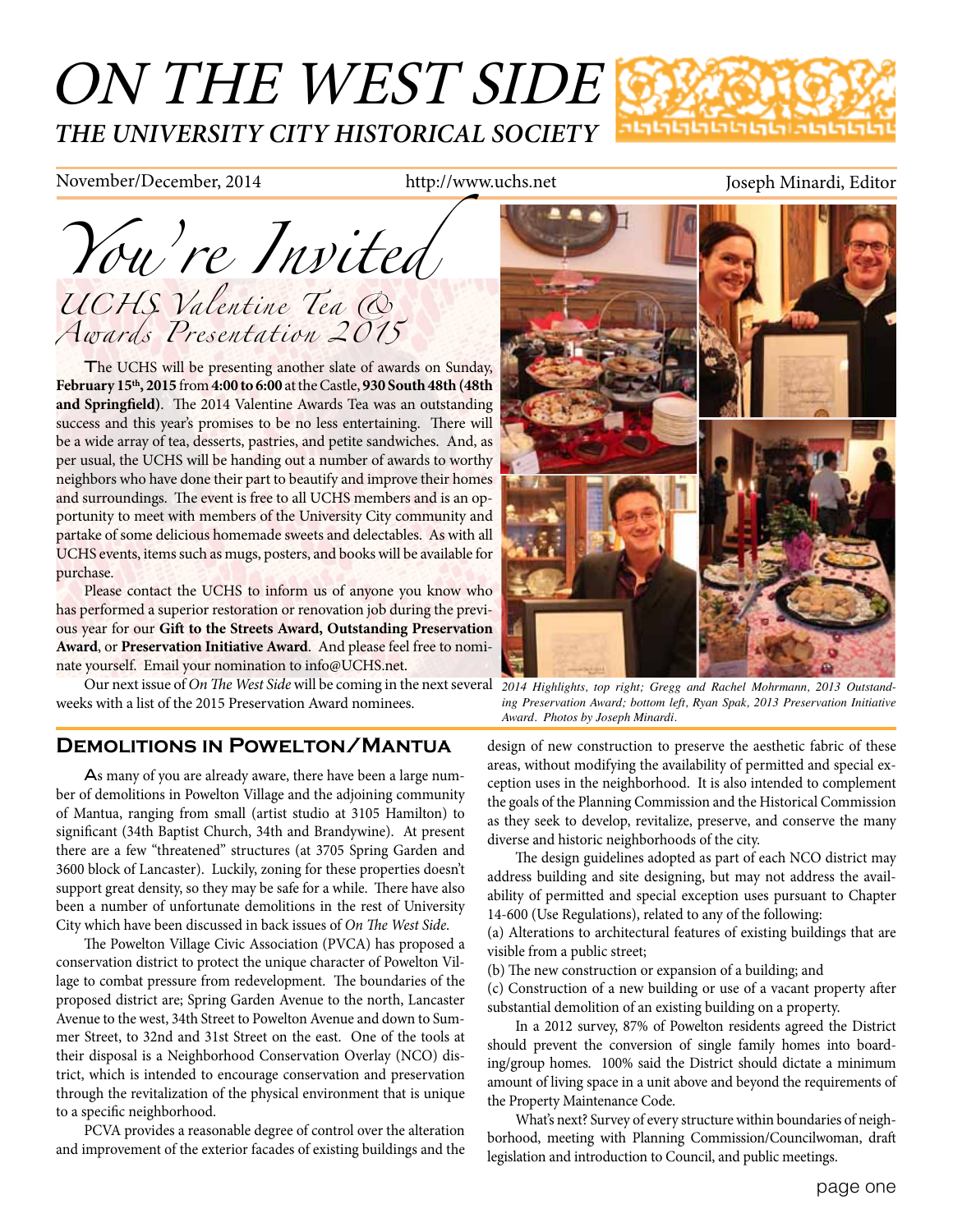# ON THE WEST SIDE

## THE UNIVERSITY CITY HISTORICAL SOCIETY

November/December, 2014 http://www.uchs.net Joseph Minardi, Editor

# You're Invited

## UCHS Valentine Tea & Awards Presentation 2015

The UCHS will be presenting another slate of awards on Sunday, **February 15th, 2015** from **4:00 to 6:00** at the Castle, **930 South 48th (48th and Springfield)**. The 2014 Valentine Awards Tea was an outstanding success and this year's promises to be no less entertaining. There will be a wide array of tea, desserts, pastries, and petite sandwiches. And, as per usual, the UCHS will be handing out a number of awards to worthy neighbors who have done their part to beautify and improve their homes and surroundings. The event is free to all UCHS members and is an opportunity to meet with members of the University City community and partake of some delicious homemade sweets and delectables. As with all UCHS events, items such as mugs, posters, and books will be available for purchase.

Please contact the UCHS to inform us of anyone you know who has performed a superior restoration or renovation job during the previous year for our **Gift to the Streets Award, Outstanding Preservation Award**, or **Preservation Initiative Award**. And please feel free to nominate yourself. Email your nomination to info@UCHS.net.

Our next issue of *On The West Side* will be coming in the next several weeks with a list of the 2015 Preservation Award nominees.

*2014 Highlights, top right; Gregg and Rachel Mohrmann, 2013 Outstanding Preservation Award; bottom left, Ryan Spak, 2013 Preservation Initiative Award. Photos by Joseph Minardi.*

## Demolitions in Powelton/Mantua

As many of you are already aware, there have been a large number of demolitions in Powelton Village and the adjoining community of Mantua, ranging from small (artist studio at 3105 Hamilton) to significant (34th Baptist Church, 34th and Brandywine). At present there are a few "threatened" structures (at 3705 Spring Garden and 3600 block of Lancaster). Luckily, zoning for these properties doesn't support great density, so they may be safe for a while. There have also been a number of unfortunate demolitions in the rest of University City which have been discussed in back issues of *On The West Side*.

The Powelton Village Civic Association (PVCA) has proposed a conservation district to protect the unique character of Powelton Village to combat pressure from redevelopment. The boundaries of the proposed district are; Spring Garden Avenue to the north, Lancaster Avenue to the west, 34th Street to Powelton Avenue and down to Summer Street, to 32nd and 31st Street on the east. One of the tools at their disposal is a Neighborhood Conservation Overlay (NCO) district, which is intended to encourage conservation and preservation through the revitalization of the physical environment that is unique to a specific neighborhood.

PCVA provides a reasonable degree of control over the alteration and improvement of the exterior facades of existing buildings and the design of new construction to preserve the aesthetic fabric of these areas, without modifying the availability of permitted and special exception uses in the neighborhood. It is also intended to complement the goals of the Planning Commission and the Historical Commission as they seek to develop, revitalize, preserve, and conserve the many diverse and historic neighborhoods of the city.

The design guidelines adopted as part of each NCO district may address building and site designing, but may not address the availability of permitted and special exception uses pursuant to Chapter 14-600 (Use Regulations), related to any of the following:

(a) Alterations to architectural features of existing buildings that are visible from a public street;

(b) The new construction or expansion of a building; and

(c) Construction of a new building or use of a vacant property after substantial demolition of an existing building on a property.

In a 2012 survey, 87% of Powelton residents agreed the District should prevent the conversion of single family homes into boarding/group homes. 100% said the District should dictate a minimum amount of living space in a unit above and beyond the requirements of the Property Maintenance Code.

What's next? Survey of every structure within boundaries of neighborhood, meeting with Planning Commission/Councilwoman, draft legislation and introduction to Council, and public meetings.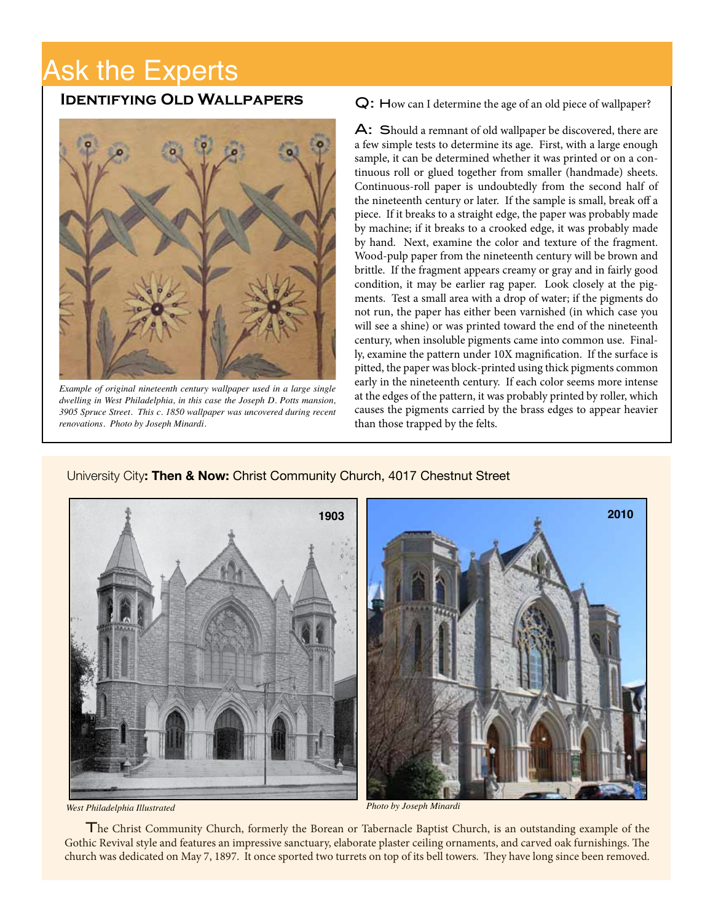# Ask the Experts

## Identifying Old Wallpapers

*Example of original nineteenth century wallpaper used in a large single dwelling in West Philadelphia, in this case the Joseph D. Potts mansion, 3905 Spruce Street. This c. 1850 wallpaper was uncovered during recent renovations. Photo by Joseph Minardi.*

**Q:** How can I determine the age of an old piece of wallpaper?

**A:** Should a remnant of old wallpaper be discovered, there are a few simple tests to determine its age. First, with a large enough sample, it can be determined whether it was printed or on a continuous roll or glued together from smaller (handmade) sheets. Continuous-roll paper is undoubtedly from the second half of the nineteenth century or later. If the sample is small, break off a piece. If it breaks to a straight edge, the paper was probably made by machine; if it breaks to a crooked edge, it was probably made by hand. Next, examine the color and texture of the fragment. Wood-pulp paper from the nineteenth century will be brown and brittle. If the fragment appears creamy or gray and in fairly good condition, it may be earlier rag paper. Look closely at the pigments. Test a small area with a drop of water; if the pigments do not run, the paper has either been varnished (in which case you will see a shine) or was printed toward the end of the nineteenth century, when insoluble pigments came into common use. Finally, examine the pattern under 10X magnification. If the surface is pitted, the paper was block-printed using thick pigments common early in the nineteenth century. If each color seems more intense at the edges of the pattern, it was probably printed by roller, which causes the pigments carried by the brass edges to appear heavier than those trapped by the felts.

## University City: **Then & Now:** Christ Community Church, 4017 Chestnut Street

1903

*West Philadelphia Illustrated*

2010

*Photo by Joseph Minardi*

The Christ Community Church, formerly the Borean or Tabernacle Baptist Church, is an outstanding example of the Gothic Revival style and features an impressive sanctuary, elaborate plaster ceiling ornaments, and carved oak furnishings. The church was dedicated on May 7, 1897. It once sported two turrets on top of its bell towers. They have long since been removed.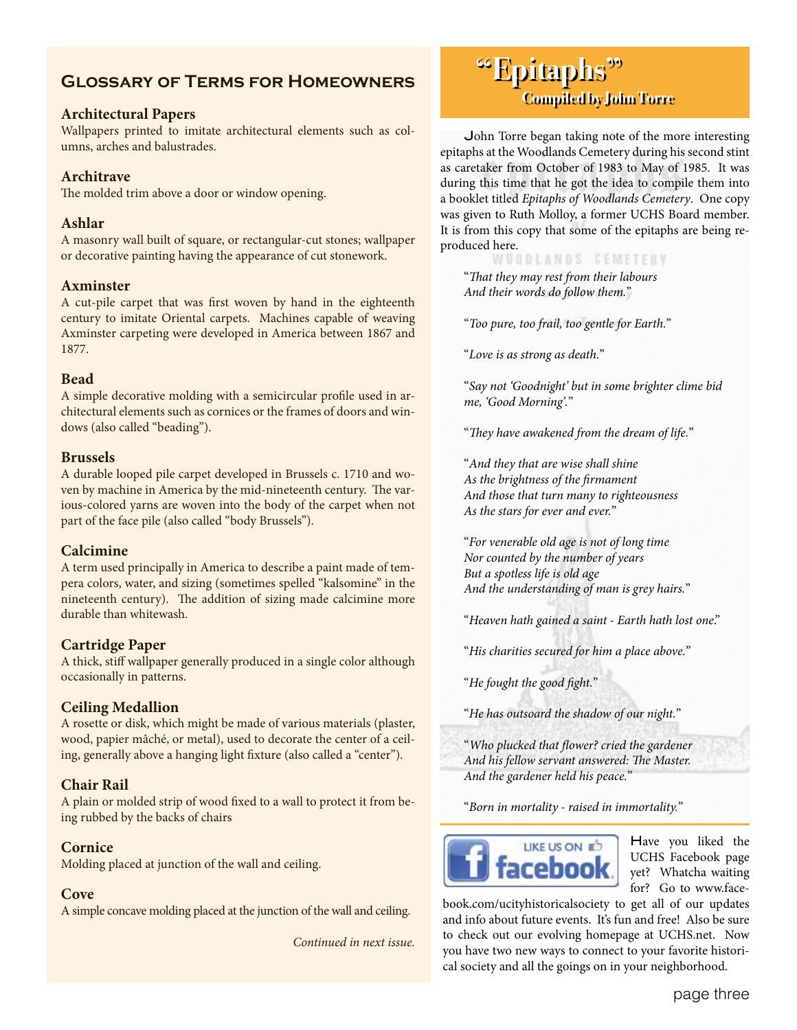## Glossary of Terms for Homeowners

### Architectural Papers
Wallpapers printed to imitate architectural elements such as columns, arches and balustrades.

### Architrave
The molded trim above a door or window opening.

### Ashlar
A masonry wall built of square, or rectangular-cut stones; wallpaper or decorative painting having the appearance of cut stonework.

### Axminster
A cut-pile carpet that was first woven by hand in the eighteenth century to imitate Oriental carpets. Machines capable of weaving Axminster carpeting were developed in America between 1867 and 1877.

### Bead
A simple decorative molding with a semicircular profile used in architectural elements such as cornices or the frames of doors and windows (also called "beading").

### Brussels
A durable looped pile carpet developed in Brussels c. 1710 and woven by machine in America by the mid-nineteenth century. The various-colored yarns are woven into the body of the carpet when not part of the face pile (also called "body Brussels").

### Calcimine
A term used principally in America to describe a paint made of tempera colors, water, and sizing (sometimes spelled "kalsomine" in the nineteenth century). The addition of sizing made calcimine more durable than whitewash.

### Cartridge Paper
A thick, stiff wallpaper generally produced in a single color although occasionally in patterns.

### Ceiling Medallion
A rosette or disk, which might be made of various materials (plaster, wood, papier mâché, or metal), used to decorate the center of a ceiling, generally above a hanging light fixture (also called a "center").

### Chair Rail
A plain or molded strip of wood fixed to a wall to protect it from being rubbed by the backs of chairs

### Cornice
Molding placed at junction of the wall and ceiling.

### Cove
A simple concave molding placed at the junction of the wall and ceiling.

*Continued in next issue.*

## "Epitaphs"
### Compiled by John Torre

John Torre began taking note of the more interesting epitaphs at the Woodlands Cemetery during his second stint as caretaker from October of 1983 to May of 1985. It was during this time that he got the idea to compile them into a booklet titled *Epitaphs of Woodlands Cemetery*. One copy was given to Ruth Molloy, a former UCHS Board member. It is from this copy that some of the epitaphs are being reproduced here.

"*That they may rest from their labours*
*And their words do follow them.*"

"*Too pure, too frail, too gentle for Earth.*"

"*Love is as strong as death.*"

"*Say not 'Goodnight' but in some brighter clime bid me, 'Good Morning'.*"

"*They have awakened from the dream of life.*"

"*And they that are wise shall shine*
*As the brightness of the firmament*
*And those that turn many to righteousness*
*As the stars for ever and ever.*"

"*For venerable old age is not of long time*
*Nor counted by the number of years*
*But a spotless life is old age*
*And the understanding of man is grey hairs.*"

"*Heaven hath gained a saint - Earth hath lost one.*"

"*His charities secured for him a place above.*"

"*He fought the good fight.*"

"*He has outsoard the shadow of our night.*"

"*Who plucked that flower? cried the gardener*
*And his fellow servant answered: The Master.*
*And the gardener held his peace.*"

"*Born in mortality - raised in immortality.*"

LIKE US ON facebook

Have you liked the UCHS Facebook page yet? Whatcha waiting for? Go to www.facebook.com/ucityhistoricalsociety to get all of our updates and info about future events. It's fun and free! Also be sure to check out our evolving homepage at UCHS.net. Now you have two new ways to connect to your favorite historical society and all the goings on in your neighborhood.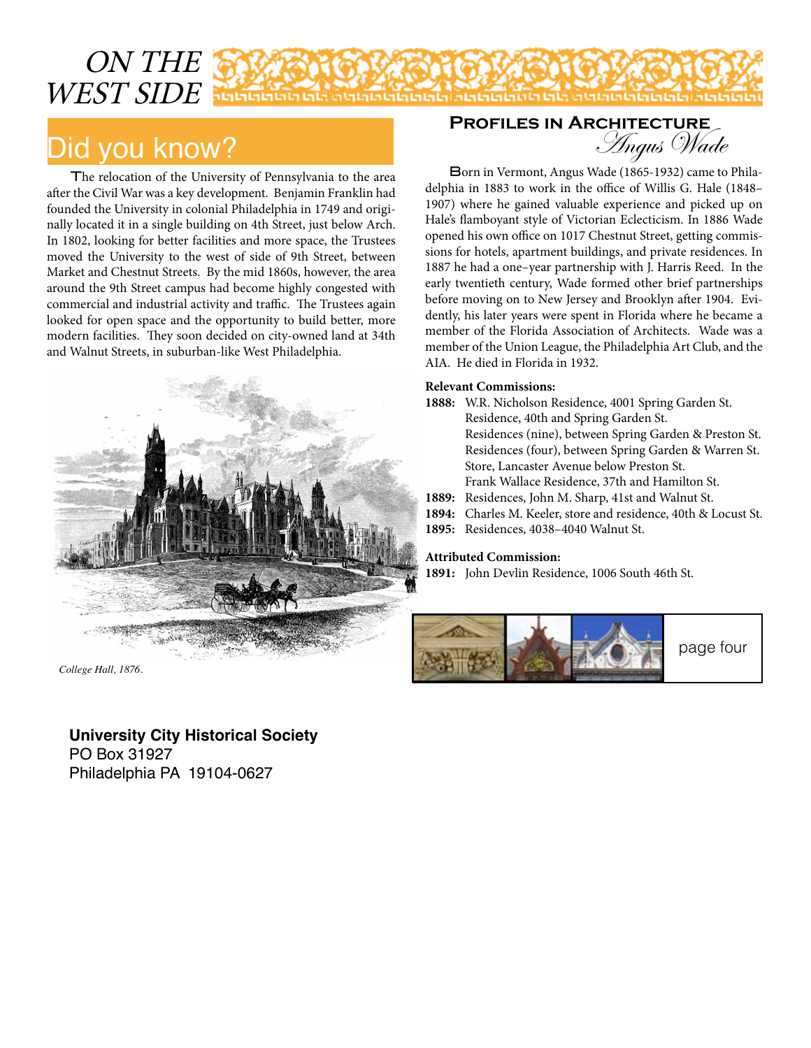# ON THE WEST SIDE

## Did you know?

The relocation of the University of Pennsylvania to the area after the Civil War was a key development. Benjamin Franklin had founded the University in colonial Philadelphia in 1749 and originally located it in a single building on 4th Street, just below Arch. In 1802, looking for better facilities and more space, the Trustees moved the University to the west of side of 9th Street, between Market and Chestnut Streets. By the mid 1860s, however, the area around the 9th Street campus had become highly congested with commercial and industrial activity and traffic. The Trustees again looked for open space and the opportunity to build better, more modern facilities. They soon decided on city-owned land at 34th and Walnut Streets, in suburban-like West Philadelphia.

*College Hall, 1876.*

## Profiles in Architecture

### *Angus Wade*

Born in Vermont, Angus Wade (1865-1932) came to Philadelphia in 1883 to work in the office of Willis G. Hale (1848–1907) where he gained valuable experience and picked up on Hale's flamboyant style of Victorian Eclecticism. In 1886 Wade opened his own office on 1017 Chestnut Street, getting commissions for hotels, apartment buildings, and private residences. In 1887 he had a one–year partnership with J. Harris Reed. In the early twentieth century, Wade formed other brief partnerships before moving on to New Jersey and Brooklyn after 1904. Evidently, his later years were spent in Florida where he became a member of the Florida Association of Architects. Wade was a member of the Union League, the Philadelphia Art Club, and the AIA. He died in Florida in 1932.

**Relevant Commissions:**

**1888:** W.R. Nicholson Residence, 4001 Spring Garden St.
Residence, 40th and Spring Garden St.
Residences (nine), between Spring Garden & Preston St.
Residences (four), between Spring Garden & Warren St.
Store, Lancaster Avenue below Preston St.
Frank Wallace Residence, 37th and Hamilton St.

**1889:** Residences, John M. Sharp, 41st and Walnut St.

**1894:** Charles M. Keeler, store and residence, 40th & Locust St.

**1895:** Residences, 4038–4040 Walnut St.

**Attributed Commission:**

**1891:** John Devlin Residence, 1006 South 46th St.

**University City Historical Society**
PO Box 31927
Philadelphia PA 19104-0627